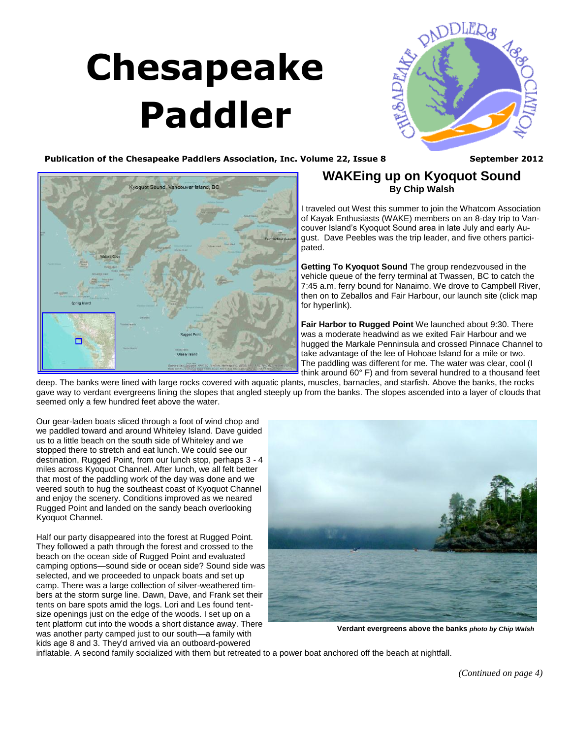# Chesapeake Paddler

**Publication of the Chesapeake Paddlers Association, Inc. Volume 22, Issue 8 September 2012**

## WAKEing up on Kyoquot Sound

**By Chip Walsh**

I traveled out West this summer to join the Whatcom Association of Kayak Enthusiasts (WAKE) members on an 8-day trip to Vancouver Island's Kyoquot Sound area in late July and early August. Dave Peebles was the trip leader, and five others participated.

**Getting To Kyoquot Sound** The group rendezvoused in the vehicle queue of the ferry terminal at Twassen, BC to catch the 7:45 a.m. ferry bound for Nanaimo. We drove to Campbell River, then on to Zeballos and Fair Harbour, our launch site (click map for hyperlink).

**Fair Harbor to Rugged Point** We launched about 9:30. There was a moderate headwind as we exited Fair Harbour and we hugged the Markale Penninsula and crossed Pinnace Channel to take advantage of the lee of Hohoae Island for a mile or two. The paddling was different for me. The water was clear, cool (I think around 60° F) and from several hundred to a thousand feet deep. The banks were lined with large rocks covered with aquatic plants, muscles, barnacles, and starfish. Above the banks, the rocks gave way to verdant evergreens lining the slopes that angled steeply up from the banks. The slopes ascended into a layer of clouds that seemed only a few hundred feet above the water.

Our gear-laden boats sliced through a foot of wind chop and we paddled toward and around Whiteley Island. Dave guided us to a little beach on the south side of Whiteley and we stopped there to stretch and eat lunch. We could see our destination, Rugged Point, from our lunch stop, perhaps 3 - 4 miles across Kyoquot Channel. After lunch, we all felt better that most of the paddling work of the day was done and we veered south to hug the southeast coast of Kyoquot Channel and enjoy the scenery. Conditions improved as we neared Rugged Point and landed on the sandy beach overlooking Kyoquot Channel.

Half our party disappeared into the forest at Rugged Point. They followed a path through the forest and crossed to the beach on the ocean side of Rugged Point and evaluated camping options—sound side or ocean side? Sound side was selected, and we proceeded to unpack boats and set up camp. There was a large collection of silver-weathered timbers at the storm surge line. Dawn, Dave, and Frank set their tents on bare spots amid the logs. Lori and Les found tent-size openings just on the edge of the woods. I set up on a tent platform cut into the woods a short distance away. There was another party camped just to our south—a family with kids age 8 and 3. They'd arrived via an outboard-powered inflatable. A second family socialized with them but retreated to a power boat anchored off the beach at nightfall.

**Verdant evergreens above the banks** ***photo by Chip Walsh***

*(Continued on page 4)*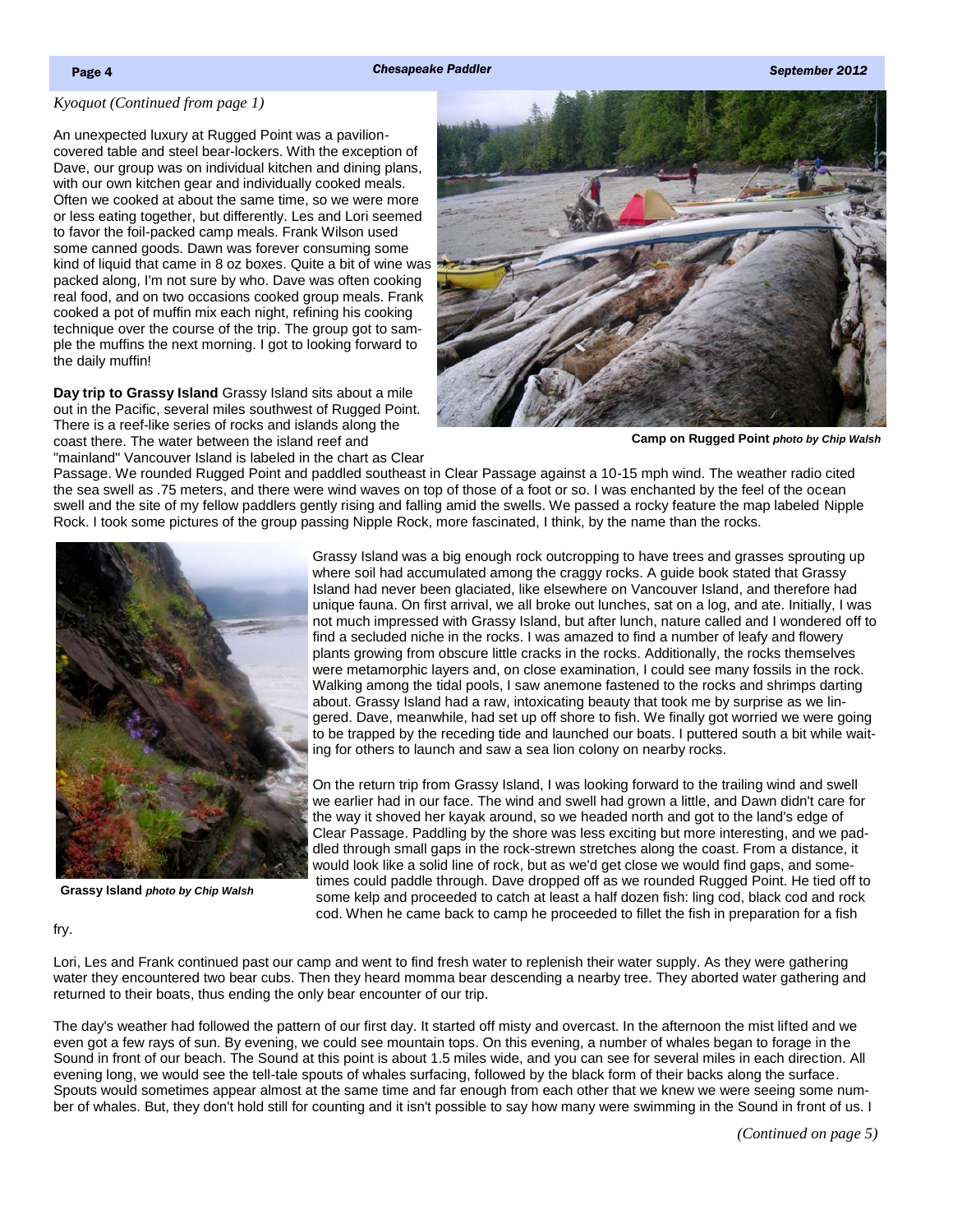*Kyoquot (Continued from page 1)*

An unexpected luxury at Rugged Point was a pavilion-covered table and steel bear-lockers. With the exception of Dave, our group was on individual kitchen and dining plans, with our own kitchen gear and individually cooked meals. Often we cooked at about the same time, so we were more or less eating together, but differently. Les and Lori seemed to favor the foil-packed camp meals. Frank Wilson used some canned goods. Dawn was forever consuming some kind of liquid that came in 8 oz boxes. Quite a bit of wine was packed along, I'm not sure by who. Dave was often cooking real food, and on two occasions cooked group meals. Frank cooked a pot of muffin mix each night, refining his cooking technique over the course of the trip. The group got to sample the muffins the next morning. I got to looking forward to the daily muffin!

Camp on Rugged Point *photo by Chip Walsh*

**Day trip to Grassy Island** Grassy Island sits about a mile out in the Pacific, several miles southwest of Rugged Point. There is a reef-like series of rocks and islands along the coast there. The water between the island reef and "mainland" Vancouver Island is labeled in the chart as Clear Passage. We rounded Rugged Point and paddled southeast in Clear Passage against a 10-15 mph wind. The weather radio cited the sea swell as .75 meters, and there were wind waves on top of those of a foot or so. I was enchanted by the feel of the ocean swell and the site of my fellow paddlers gently rising and falling amid the swells. We passed a rocky feature the map labeled Nipple Rock. I took some pictures of the group passing Nipple Rock, more fascinated, I think, by the name than the rocks.

Grassy Island was a big enough rock outcropping to have trees and grasses sprouting up where soil had accumulated among the craggy rocks. A guide book stated that Grassy Island had never been glaciated, like elsewhere on Vancouver Island, and therefore had unique fauna. On first arrival, we all broke out lunches, sat on a log, and ate. Initially, I was not much impressed with Grassy Island, but after lunch, nature called and I wondered off to find a secluded niche in the rocks. I was amazed to find a number of leafy and flowery plants growing from obscure little cracks in the rocks. Additionally, the rocks themselves were metamorphic layers and, on close examination, I could see many fossils in the rock. Walking among the tidal pools, I saw anemone fastened to the rocks and shrimps darting about. Grassy Island had a raw, intoxicating beauty that took me by surprise as we lingered. Dave, meanwhile, had set up off shore to fish. We finally got worried we were going to be trapped by the receding tide and launched our boats. I puttered south a bit while waiting for others to launch and saw a sea lion colony on nearby rocks.

Grassy Island *photo by Chip Walsh*

On the return trip from Grassy Island, I was looking forward to the trailing wind and swell we earlier had in our face. The wind and swell had grown a little, and Dawn didn't care for the way it shoved her kayak around, so we headed north and got to the land's edge of Clear Passage. Paddling by the shore was less exciting but more interesting, and we paddled through small gaps in the rock-strewn stretches along the coast. From a distance, it would look like a solid line of rock, but as we'd get close we would find gaps, and sometimes could paddle through. Dave dropped off as we rounded Rugged Point. He tied off to some kelp and proceeded to catch at least a half dozen fish: ling cod, black cod and rock cod. When he came back to camp he proceeded to fillet the fish in preparation for a fish fry.

Lori, Les and Frank continued past our camp and went to find fresh water to replenish their water supply. As they were gathering water they encountered two bear cubs. Then they heard momma bear descending a nearby tree. They aborted water gathering and returned to their boats, thus ending the only bear encounter of our trip.

The day's weather had followed the pattern of our first day. It started off misty and overcast. In the afternoon the mist lifted and we even got a few rays of sun. By evening, we could see mountain tops. On this evening, a number of whales began to forage in the Sound in front of our beach. The Sound at this point is about 1.5 miles wide, and you can see for several miles in each direction. All evening long, we would see the tell-tale spouts of whales surfacing, followed by the black form of their backs along the surface. Spouts would sometimes appear almost at the same time and far enough from each other that we knew we were seeing some number of whales. But, they don't hold still for counting and it isn't possible to say how many were swimming in the Sound in front of us. I

*(Continued on page 5)*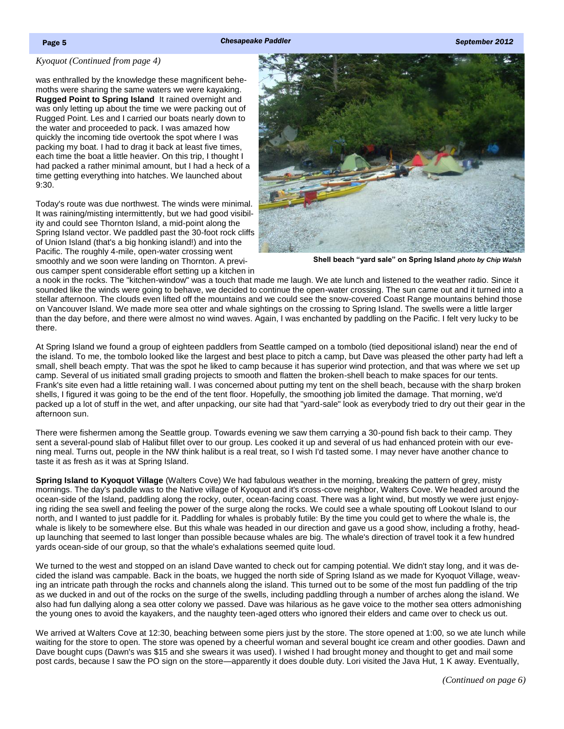*Kyoquot (Continued from page 4)*

was enthralled by the knowledge these magnificent behemoths were sharing the same waters we were kayaking.

**Rugged Point to Spring Island** It rained overnight and was only letting up about the time we were packing out of Rugged Point. Les and I carried our boats nearly down to the water and proceeded to pack. I was amazed how quickly the incoming tide overtook the spot where I was packing my boat. I had to drag it back at least five times, each time the boat a little heavier. On this trip, I thought I had packed a rather minimal amount, but I had a heck of a time getting everything into hatches. We launched about 9:30.

Today's route was due northwest. The winds were minimal. It was raining/misting intermittently, but we had good visibility and could see Thornton Island, a mid-point along the Spring Island vector. We paddled past the 30-foot rock cliffs of Union Island (that's a big honking island!) and into the Pacific. The roughly 4-mile, open-water crossing went smoothly and we soon were landing on Thornton. A previous camper spent considerable effort setting up a kitchen in a nook in the rocks. The "kitchen-window" was a touch that made me laugh. We ate lunch and listened to the weather radio. Since it sounded like the winds were going to behave, we decided to continue the open-water crossing. The sun came out and it turned into a stellar afternoon. The clouds even lifted off the mountains and we could see the snow-covered Coast Range mountains behind those on Vancouver Island. We made more sea otter and whale sightings on the crossing to Spring Island. The swells were a little larger than the day before, and there were almost no wind waves. Again, I was enchanted by paddling on the Pacific. I felt very lucky to be there.

**Shell beach "yard sale" on Spring Island** ***photo by Chip Walsh***

At Spring Island we found a group of eighteen paddlers from Seattle camped on a tombolo (tied depositional island) near the end of the island. To me, the tombolo looked like the largest and best place to pitch a camp, but Dave was pleased the other party had left a small, shell beach empty. That was the spot he liked to camp because it has superior wind protection, and that was where we set up camp. Several of us initiated small grading projects to smooth and flatten the broken-shell beach to make spaces for our tents. Frank's site even had a little retaining wall. I was concerned about putting my tent on the shell beach, because with the sharp broken shells, I figured it was going to be the end of the tent floor. Hopefully, the smoothing job limited the damage. That morning, we'd packed up a lot of stuff in the wet, and after unpacking, our site had that "yard-sale" look as everybody tried to dry out their gear in the afternoon sun.

There were fishermen among the Seattle group. Towards evening we saw them carrying a 30-pound fish back to their camp. They sent a several-pound slab of Halibut fillet over to our group. Les cooked it up and several of us had enhanced protein with our evening meal. Turns out, people in the NW think halibut is a real treat, so I wish I'd tasted some. I may never have another chance to taste it as fresh as it was at Spring Island.

**Spring Island to Kyoquot Village** (Walters Cove) We had fabulous weather in the morning, breaking the pattern of grey, misty mornings. The day's paddle was to the Native village of Kyoquot and it's cross-cove neighbor, Walters Cove. We headed around the ocean-side of the Island, paddling along the rocky, outer, ocean-facing coast. There was a light wind, but mostly we were just enjoying riding the sea swell and feeling the power of the surge along the rocks. We could see a whale spouting off Lookout Island to our north, and I wanted to just paddle for it. Paddling for whales is probably futile: By the time you could get to where the whale is, the whale is likely to be somewhere else. But this whale was headed in our direction and gave us a good show, including a frothy, head-up launching that seemed to last longer than possible because whales are big. The whale's direction of travel took it a few hundred yards ocean-side of our group, so that the whale's exhalations seemed quite loud.

We turned to the west and stopped on an island Dave wanted to check out for camping potential. We didn't stay long, and it was decided the island was campable. Back in the boats, we hugged the north side of Spring Island as we made for Kyoquot Village, weaving an intricate path through the rocks and channels along the island. This turned out to be some of the most fun paddling of the trip as we ducked in and out of the rocks on the surge of the swells, including paddling through a number of arches along the island. We also had fun dallying along a sea otter colony we passed. Dave was hilarious as he gave voice to the mother sea otters admonishing the young ones to avoid the kayakers, and the naughty teen-aged otters who ignored their elders and came over to check us out.

We arrived at Walters Cove at 12:30, beaching between some piers just by the store. The store opened at 1:00, so we ate lunch while waiting for the store to open. The store was opened by a cheerful woman and several bought ice cream and other goodies. Dawn and Dave bought cups (Dawn's was $15 and she swears it was used). I wished I had brought money and thought to get and mail some post cards, because I saw the PO sign on the store—apparently it does double duty. Lori visited the Java Hut, 1 K away. Eventually,

*(Continued on page 6)*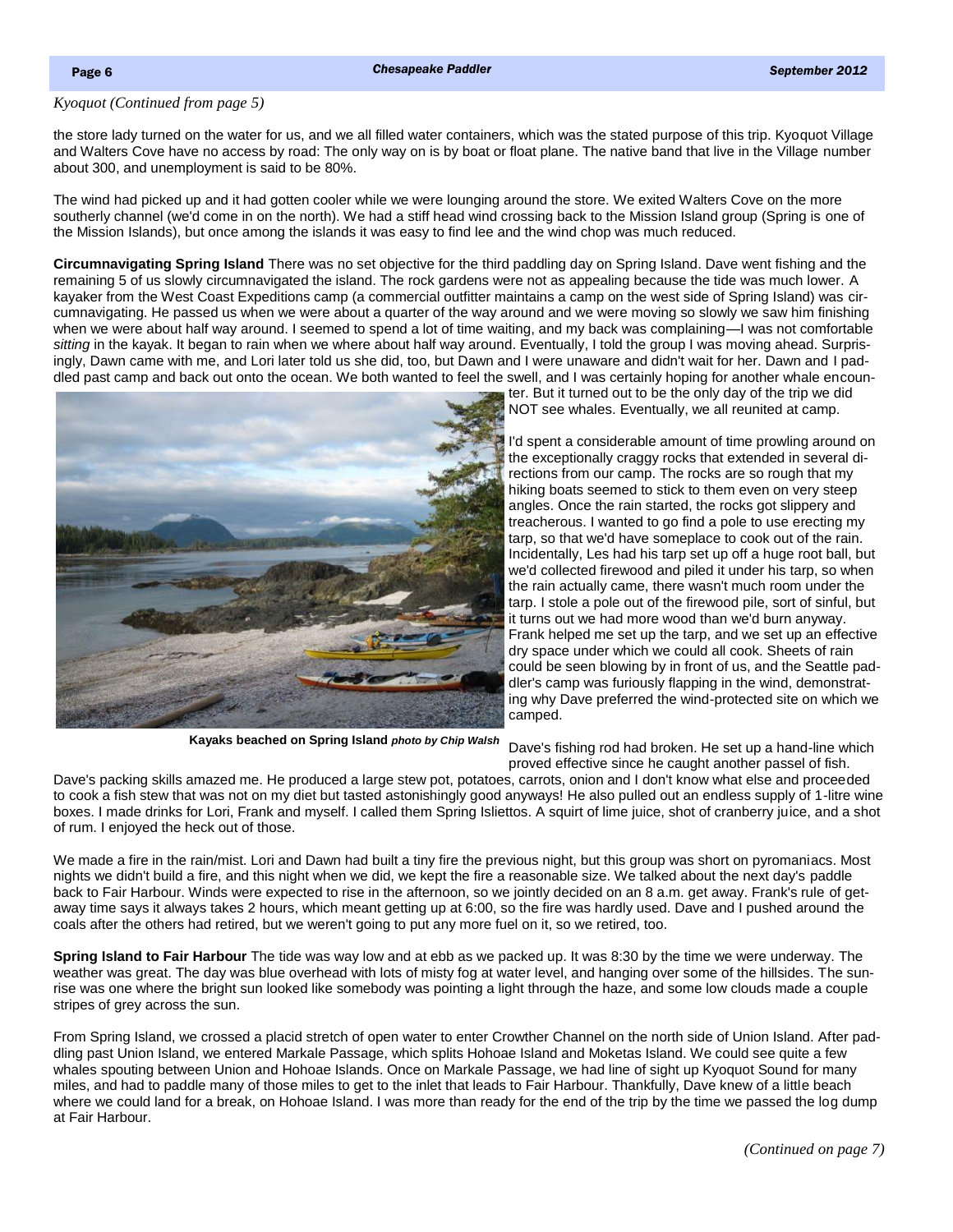*Kyoquot (Continued from page 5)*

the store lady turned on the water for us, and we all filled water containers, which was the stated purpose of this trip. Kyoquot Village and Walters Cove have no access by road: The only way on is by boat or float plane. The native band that live in the Village number about 300, and unemployment is said to be 80%.

The wind had picked up and it had gotten cooler while we were lounging around the store. We exited Walters Cove on the more southerly channel (we'd come in on the north). We had a stiff head wind crossing back to the Mission Island group (Spring is one of the Mission Islands), but once among the islands it was easy to find lee and the wind chop was much reduced.

**Circumnavigating Spring Island** There was no set objective for the third paddling day on Spring Island. Dave went fishing and the remaining 5 of us slowly circumnavigated the island. The rock gardens were not as appealing because the tide was much lower. A kayaker from the West Coast Expeditions camp (a commercial outfitter maintains a camp on the west side of Spring Island) was circumnavigating. He passed us when we were about a quarter of the way around and we were moving so slowly we saw him finishing when we were about half way around. I seemed to spend a lot of time waiting, and my back was complaining—I was not comfortable *sitting* in the kayak. It began to rain when we where about half way around. Eventually, I told the group I was moving ahead. Surprisingly, Dawn came with me, and Lori later told us she did, too, but Dawn and I were unaware and didn't wait for her. Dawn and I paddled past camp and back out onto the ocean. We both wanted to feel the swell, and I was certainly hoping for another whale encounter. But it turned out to be the only day of the trip we did NOT see whales. Eventually, we all reunited at camp.

**Kayaks beached on Spring Island** *photo by Chip Walsh*

I'd spent a considerable amount of time prowling around on the exceptionally craggy rocks that extended in several directions from our camp. The rocks are so rough that my hiking boats seemed to stick to them even on very steep angles. Once the rain started, the rocks got slippery and treacherous. I wanted to go find a pole to use erecting my tarp, so that we'd have someplace to cook out of the rain. Incidentally, Les had his tarp set up off a huge root ball, but we'd collected firewood and piled it under his tarp, so when the rain actually came, there wasn't much room under the tarp. I stole a pole out of the firewood pile, sort of sinful, but it turns out we had more wood than we'd burn anyway. Frank helped me set up the tarp, and we set up an effective dry space under which we could all cook. Sheets of rain could be seen blowing by in front of us, and the Seattle paddler's camp was furiously flapping in the wind, demonstrating why Dave preferred the wind-protected site on which we camped.

Dave's fishing rod had broken. He set up a hand-line which proved effective since he caught another passel of fish. Dave's packing skills amazed me. He produced a large stew pot, potatoes, carrots, onion and I don't know what else and proceeded to cook a fish stew that was not on my diet but tasted astonishingly good anyways! He also pulled out an endless supply of 1-litre wine boxes. I made drinks for Lori, Frank and myself. I called them Spring Isliettos. A squirt of lime juice, shot of cranberry juice, and a shot of rum. I enjoyed the heck out of those.

We made a fire in the rain/mist. Lori and Dawn had built a tiny fire the previous night, but this group was short on pyromaniacs. Most nights we didn't build a fire, and this night when we did, we kept the fire a reasonable size. We talked about the next day's paddle back to Fair Harbour. Winds were expected to rise in the afternoon, so we jointly decided on an 8 a.m. get away. Frank's rule of getaway time says it always takes 2 hours, which meant getting up at 6:00, so the fire was hardly used. Dave and I pushed around the coals after the others had retired, but we weren't going to put any more fuel on it, so we retired, too.

**Spring Island to Fair Harbour** The tide was way low and at ebb as we packed up. It was 8:30 by the time we were underway. The weather was great. The day was blue overhead with lots of misty fog at water level, and hanging over some of the hillsides. The sunrise was one where the bright sun looked like somebody was pointing a light through the haze, and some low clouds made a couple stripes of grey across the sun.

From Spring Island, we crossed a placid stretch of open water to enter Crowther Channel on the north side of Union Island. After paddling past Union Island, we entered Markale Passage, which splits Hohoae Island and Moketas Island. We could see quite a few whales spouting between Union and Hohoae Islands. Once on Markale Passage, we had line of sight up Kyoquot Sound for many miles, and had to paddle many of those miles to get to the inlet that leads to Fair Harbour. Thankfully, Dave knew of a little beach where we could land for a break, on Hohoae Island. I was more than ready for the end of the trip by the time we passed the log dump at Fair Harbour.

*(Continued on page 7)*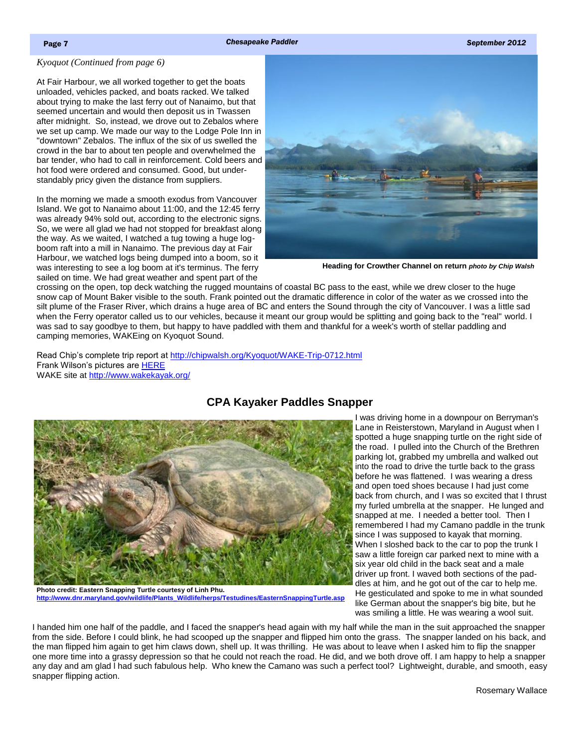*Kyoquot (Continued from page 6)*

At Fair Harbour, we all worked together to get the boats unloaded, vehicles packed, and boats racked. We talked about trying to make the last ferry out of Nanaimo, but that seemed uncertain and would then deposit us in Twassen after midnight. So, instead, we drove out to Zebalos where we set up camp. We made our way to the Lodge Pole Inn in "downtown" Zebalos. The influx of the six of us swelled the crowd in the bar to about ten people and overwhelmed the bar tender, who had to call in reinforcement. Cold beers and hot food were ordered and consumed. Good, but understandably pricy given the distance from suppliers.

In the morning we made a smooth exodus from Vancouver Island. We got to Nanaimo about 11:00, and the 12:45 ferry was already 94% sold out, according to the electronic signs. So, we were all glad we had not stopped for breakfast along the way. As we waited, I watched a tug towing a huge log-boom raft into a mill in Nanaimo. The previous day at Fair Harbour, we watched logs being dumped into a boom, so it was interesting to see a log boom at it's terminus. The ferry sailed on time. We had great weather and spent part of the crossing on the open, top deck watching the rugged mountains of coastal BC pass to the east, while we drew closer to the huge snow cap of Mount Baker visible to the south. Frank pointed out the dramatic difference in color of the water as we crossed into the silt plume of the Fraser River, which drains a huge area of BC and enters the Sound through the city of Vancouver. I was a little sad when the Ferry operator called us to our vehicles, because it meant our group would be splitting and going back to the "real" world. I was sad to say goodbye to them, but happy to have paddled with them and thankful for a week's worth of stellar paddling and camping memories, WAKEing on Kyoquot Sound.

**Heading for Crowther Channel on return** ***photo by Chip Walsh***

Read Chip's complete trip report at http://chipwalsh.org/Kyoquot/WAKE-Trip-0712.html
Frank Wilson's pictures are HERE
WAKE site at http://www.wakekayak.org/

## CPA Kayaker Paddles Snapper

**Photo credit: Eastern Snapping Turtle courtesy of Linh Phu.**
**http://www.dnr.maryland.gov/wildlife/Plants_Wildlife/herps/Testudines/EasternSnappingTurtle.asp**

I was driving home in a downpour on Berryman's Lane in Reisterstown, Maryland in August when I spotted a huge snapping turtle on the right side of the road. I pulled into the Church of the Brethren parking lot, grabbed my umbrella and walked out into the road to drive the turtle back to the grass before he was flattened. I was wearing a dress and open toed shoes because I had just come back from church, and I was so excited that I thrust my furled umbrella at the snapper. He lunged and snapped at me. I needed a better tool. Then I remembered I had my Camano paddle in the trunk since I was supposed to kayak that morning. When I sloshed back to the car to pop the trunk I saw a little foreign car parked next to mine with a six year old child in the back seat and a male driver up front. I waved both sections of the paddles at him, and he got out of the car to help me. He gesticulated and spoke to me in what sounded like German about the snapper's big bite, but he was smiling a little. He was wearing a wool suit.

I handed him one half of the paddle, and I faced the snapper's head again with my half while the man in the suit approached the snapper from the side. Before I could blink, he had scooped up the snapper and flipped him onto the grass. The snapper landed on his back, and the man flipped him again to get him claws down, shell up. It was thrilling. He was about to leave when I asked him to flip the snapper one more time into a grassy depression so that he could not reach the road. He did, and we both drove off. I am happy to help a snapper any day and am glad I had such fabulous help. Who knew the Camano was such a perfect tool? Lightweight, durable, and smooth, easy snapper flipping action.

Rosemary Wallace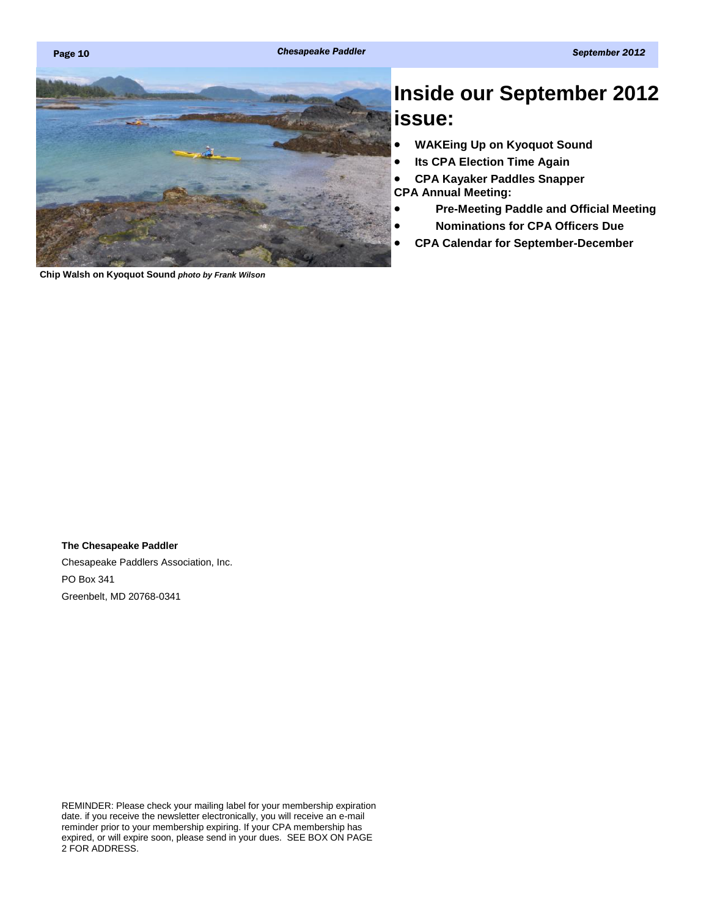Chip Walsh on Kyoquot Sound ***photo by Frank Wilson***

# Inside our September 2012 issue:

- **WAKEing Up on Kyoquot Sound**
- **Its CPA Election Time Again**
- **CPA Kayaker Paddles Snapper**

**CPA Annual Meeting:**

- **Pre-Meeting Paddle and Official Meeting**
- **Nominations for CPA Officers Due**
- **CPA Calendar for September-December**

**The Chesapeake Paddler**
Chesapeake Paddlers Association, Inc.
PO Box 341
Greenbelt, MD 20768-0341

REMINDER: Please check your mailing label for your membership expiration date. if you receive the newsletter electronically, you will receive an e-mail reminder prior to your membership expiring. If your CPA membership has expired, or will expire soon, please send in your dues. SEE BOX ON PAGE 2 FOR ADDRESS.